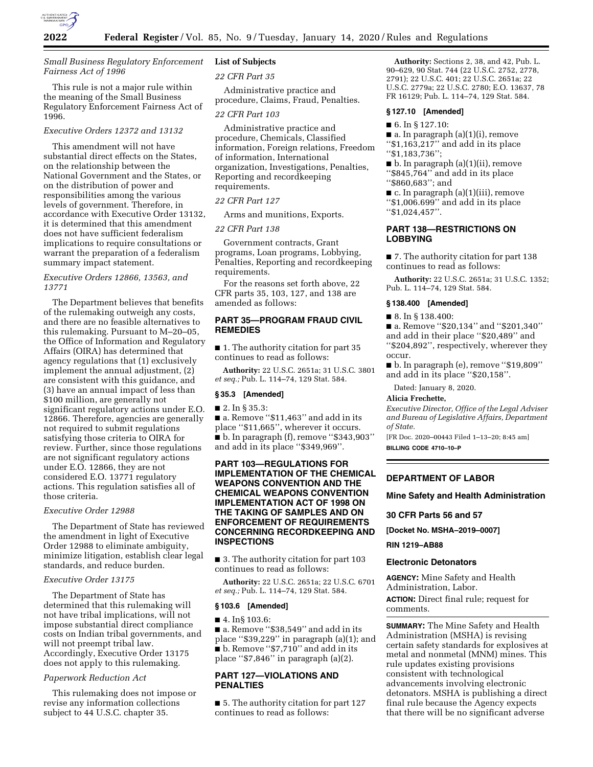### *Small Business Regulatory Enforcement Fairness Act of 1996*

This rule is not a major rule within the meaning of the Small Business Regulatory Enforcement Fairness Act of 1996.

### *Executive Orders 12372 and 13132*

This amendment will not have substantial direct effects on the States, on the relationship between the National Government and the States, or on the distribution of power and responsibilities among the various levels of government. Therefore, in accordance with Executive Order 13132, it is determined that this amendment does not have sufficient federalism implications to require consultations or warrant the preparation of a federalism summary impact statement.

### *Executive Orders 12866, 13563, and 13771*

The Department believes that benefits of the rulemaking outweigh any costs, and there are no feasible alternatives to this rulemaking. Pursuant to M–20–05, the Office of Information and Regulatory Affairs (OIRA) has determined that agency regulations that (1) exclusively implement the annual adjustment, (2) are consistent with this guidance, and (3) have an annual impact of less than $100 million, are generally not significant regulatory actions under E.O. 12866. Therefore, agencies are generally not required to submit regulations satisfying those criteria to OIRA for review. Further, since those regulations are not significant regulatory actions under E.O. 12866, they are not considered E.O. 13771 regulatory actions. This regulation satisfies all of those criteria.

### *Executive Order 12988*

The Department of State has reviewed the amendment in light of Executive Order 12988 to eliminate ambiguity, minimize litigation, establish clear legal standards, and reduce burden.

### *Executive Order 13175*

The Department of State has determined that this rulemaking will not have tribal implications, will not impose substantial direct compliance costs on Indian tribal governments, and will not preempt tribal law. Accordingly, Executive Order 13175 does not apply to this rulemaking.

### *Paperwork Reduction Act*

This rulemaking does not impose or revise any information collections subject to 44 U.S.C. chapter 35.

## List of Subjects

*22 CFR Part 35*

Administrative practice and procedure, Claims, Fraud, Penalties.

*22 CFR Part 103*

Administrative practice and procedure, Chemicals, Classified information, Foreign relations, Freedom of information, International organization, Investigations, Penalties, Reporting and recordkeeping requirements.

*22 CFR Part 127*

Arms and munitions, Exports.

*22 CFR Part 138*

Government contracts, Grant programs, Loan programs, Lobbying, Penalties, Reporting and recordkeeping requirements.

For the reasons set forth above, 22 CFR parts 35, 103, 127, and 138 are amended as follows:

## PART 35—PROGRAM FRAUD CIVIL REMEDIES

■ 1. The authority citation for part 35 continues to read as follows:

**Authority:** 22 U.S.C. 2651a; 31 U.S.C. 3801 *et seq.;* Pub. L. 114–74, 129 Stat. 584.

### § 35.3 [Amended]

■ 2. In § 35.3:

■ a. Remove ''$11,463'' and add in its place ''$11,665'', wherever it occurs.

■ b. In paragraph (f), remove ''$343,903'' and add in its place ''$349,969''.

## PART 103—REGULATIONS FOR IMPLEMENTATION OF THE CHEMICAL WEAPONS CONVENTION AND THE CHEMICAL WEAPONS CONVENTION IMPLEMENTATION ACT OF 1998 ON THE TAKING OF SAMPLES AND ON ENFORCEMENT OF REQUIREMENTS CONCERNING RECORDKEEPING AND INSPECTIONS

■ 3. The authority citation for part 103 continues to read as follows:

**Authority:** 22 U.S.C. 2651a; 22 U.S.C. 6701 *et seq.;* Pub. L. 114–74, 129 Stat. 584.

### § 103.6 [Amended]

■ 4. In§ 103.6:

■ a. Remove ''$38,549'' and add in its place ''$39,229'' in paragraph (a)(1); and

■ b. Remove ''$7,710'' and add in its place ''$7,846'' in paragraph (a)(2).

## PART 127—VIOLATIONS AND PENALTIES

■ 5. The authority citation for part 127 continues to read as follows:

**Authority:** Sections 2, 38, and 42, Pub. L. 90–629, 90 Stat. 744 (22 U.S.C. 2752, 2778, 2791); 22 U.S.C. 401; 22 U.S.C. 2651a; 22 U.S.C. 2779a; 22 U.S.C. 2780; E.O. 13637, 78 FR 16129; Pub. L. 114–74, 129 Stat. 584.

### § 127.10 [Amended]

■ 6. In § 127.10:

■ a. In paragraph (a)(1)(i), remove ''$1,163,217'' and add in its place ''$1,183,736'';

■ b. In paragraph (a)(1)(ii), remove ''$845,764'' and add in its place ''$860,683''; and

■ c. In paragraph (a)(1)(iii), remove ''$1,006.699'' and add in its place ''$1,024,457''.

## PART 138—RESTRICTIONS ON LOBBYING

■ 7. The authority citation for part 138 continues to read as follows:

**Authority:** 22 U.S.C. 2651a; 31 U.S.C. 1352; Pub. L. 114–74, 129 Stat. 584.

### § 138.400 [Amended]

■ 8. In § 138.400:

■ a. Remove ''$20,134'' and ''$201,340'' and add in their place ''$20,489'' and ''$204,892'', respectively, wherever they occur.

■ b. In paragraph (e), remove ''$19,809'' and add in its place ''$20,158''.

Dated: January 8, 2020.

**Alicia Frechette,**

*Executive Director, Office of the Legal Adviser and Bureau of Legislative Affairs, Department of State.*

[FR Doc. 2020–00443 Filed 1–13–20; 8:45 am]

**BILLING CODE 4710–10–P**

---

## DEPARTMENT OF LABOR

### Mine Safety and Health Administration

### 30 CFR Parts 56 and 57

**[Docket No. MSHA–2019–0007]**

**RIN 1219–AB88**

### Electronic Detonators

**AGENCY:** Mine Safety and Health Administration, Labor.

**ACTION:** Direct final rule; request for comments.

**SUMMARY:** The Mine Safety and Health Administration (MSHA) is revising certain safety standards for explosives at metal and nonmetal (MNM) mines. This rule updates existing provisions consistent with technological advancements involving electronic detonators. MSHA is publishing a direct final rule because the Agency expects that there will be no significant adverse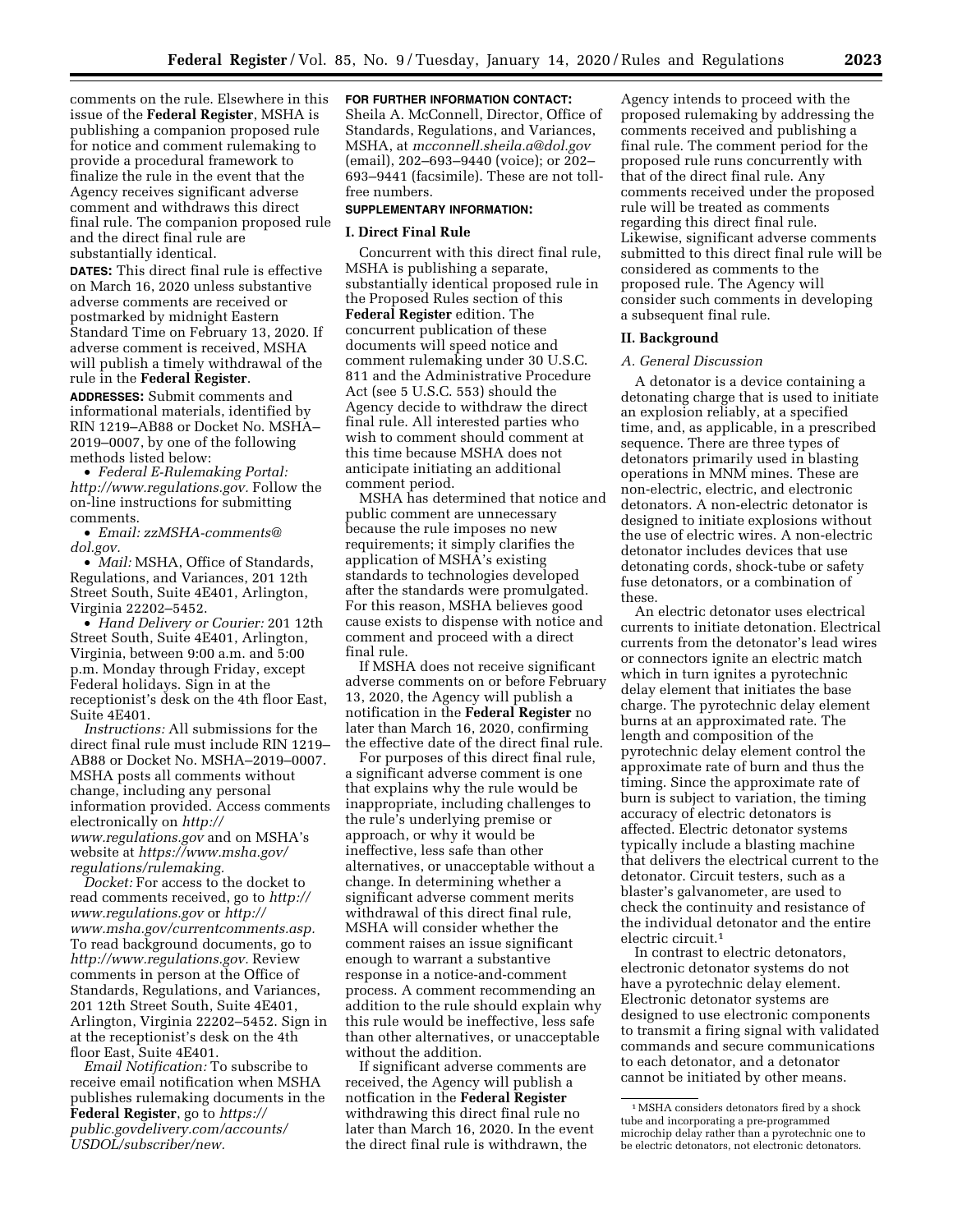comments on the rule. Elsewhere in this issue of the **Federal Register**, MSHA is publishing a companion proposed rule for notice and comment rulemaking to provide a procedural framework to finalize the rule in the event that the Agency receives significant adverse comment and withdraws this direct final rule. The companion proposed rule and the direct final rule are substantially identical.

**DATES:** This direct final rule is effective on March 16, 2020 unless substantive adverse comments are received or postmarked by midnight Eastern Standard Time on February 13, 2020. If adverse comment is received, MSHA will publish a timely withdrawal of the rule in the **Federal Register**.

**ADDRESSES:** Submit comments and informational materials, identified by RIN 1219–AB88 or Docket No. MSHA–2019–0007, by one of the following methods listed below:

- *Federal E-Rulemaking Portal: http://www.regulations.gov.* Follow the on-line instructions for submitting comments.
- *Email: zzMSHA-comments@dol.gov.*
- *Mail:* MSHA, Office of Standards, Regulations, and Variances, 201 12th Street South, Suite 4E401, Arlington, Virginia 22202–5452.
- *Hand Delivery or Courier:* 201 12th Street South, Suite 4E401, Arlington, Virginia, between 9:00 a.m. and 5:00 p.m. Monday through Friday, except Federal holidays. Sign in at the receptionist's desk on the 4th floor East, Suite 4E401.

*Instructions:* All submissions for the direct final rule must include RIN 1219–AB88 or Docket No. MSHA–2019–0007. MSHA posts all comments without change, including any personal information provided. Access comments electronically on *http://www.regulations.gov* and on MSHA's website at *https://www.msha.gov/regulations/rulemaking.*

*Docket:* For access to the docket to read comments received, go to *http://www.regulations.gov* or *http://www.msha.gov/currentcomments.asp.* To read background documents, go to *http://www.regulations.gov.* Review comments in person at the Office of Standards, Regulations, and Variances, 201 12th Street South, Suite 4E401, Arlington, Virginia 22202–5452. Sign in at the receptionist's desk on the 4th floor East, Suite 4E401.

*Email Notification:* To subscribe to receive email notification when MSHA publishes rulemaking documents in the **Federal Register**, go to *https://public.govdelivery.com/accounts/USDOL/subscriber/new.*

**FOR FURTHER INFORMATION CONTACT:** Sheila A. McConnell, Director, Office of Standards, Regulations, and Variances, MSHA, at *mcconnell.sheila.a@dol.gov* (email), 202–693–9440 (voice); or 202–693–9441 (facsimile). These are not toll-free numbers.

**SUPPLEMENTARY INFORMATION:**

## I. Direct Final Rule

Concurrent with this direct final rule, MSHA is publishing a separate, substantially identical proposed rule in the Proposed Rules section of this **Federal Register** edition. The concurrent publication of these documents will speed notice and comment rulemaking under 30 U.S.C. 811 and the Administrative Procedure Act (see 5 U.S.C. 553) should the Agency decide to withdraw the direct final rule. All interested parties who wish to comment should comment at this time because MSHA does not anticipate initiating an additional comment period.

MSHA has determined that notice and public comment are unnecessary because the rule imposes no new requirements; it simply clarifies the application of MSHA's existing standards to technologies developed after the standards were promulgated. For this reason, MSHA believes good cause exists to dispense with notice and comment and proceed with a direct final rule.

If MSHA does not receive significant adverse comments on or before February 13, 2020, the Agency will publish a notification in the **Federal Register** no later than March 16, 2020, confirming the effective date of the direct final rule.

For purposes of this direct final rule, a significant adverse comment is one that explains why the rule would be inappropriate, including challenges to the rule's underlying premise or approach, or why it would be ineffective, less safe than other alternatives, or unacceptable without a change. In determining whether a significant adverse comment merits withdrawal of this direct final rule, MSHA will consider whether the comment raises an issue significant enough to warrant a substantive response in a notice-and-comment process. A comment recommending an addition to the rule should explain why this rule would be ineffective, less safe than other alternatives, or unacceptable without the addition.

If significant adverse comments are received, the Agency will publish a notification in the **Federal Register** withdrawing this direct final rule no later than March 16, 2020. In the event the direct final rule is withdrawn, the Agency intends to proceed with the proposed rulemaking by addressing the comments received and publishing a final rule. The comment period for the proposed rule runs concurrently with that of the direct final rule. Any comments received under the proposed rule will be treated as comments regarding this direct final rule. Likewise, significant adverse comments submitted to this direct final rule will be considered as comments to the proposed rule. The Agency will consider such comments in developing a subsequent final rule.

## II. Background

### A. General Discussion

A detonator is a device containing a detonating charge that is used to initiate an explosion reliably, at a specified time, and, as applicable, in a prescribed sequence. There are three types of detonators primarily used in blasting operations in MNM mines. These are non-electric, electric, and electronic detonators. A non-electric detonator is designed to initiate explosions without the use of electric wires. A non-electric detonator includes devices that use detonating cords, shock-tube or safety fuse detonators, or a combination of these.

An electric detonator uses electrical currents to initiate detonation. Electrical currents from the detonator's lead wires or connectors ignite an electric match which in turn ignites a pyrotechnic delay element that initiates the base charge. The pyrotechnic delay element burns at an approximated rate. The length and composition of the pyrotechnic delay element control the approximate rate of burn and thus the timing. Since the approximate rate of burn is subject to variation, the timing accuracy of electric detonators is affected. Electric detonator systems typically include a blasting machine that delivers the electrical current to the detonator. Circuit testers, such as a blaster's galvanometer, are used to check the continuity and resistance of the individual detonator and the entire electric circuit.[1]

In contrast to electric detonators, electronic detonator systems do not have a pyrotechnic delay element. Electronic detonator systems are designed to use electronic components to transmit a firing signal with validated commands and secure communications to each detonator, and a detonator cannot be initiated by other means.

[1] MSHA considers detonators fired by a shock tube and incorporating a pre-programmed microchip delay rather than a pyrotechnic one to be electric detonators, not electronic detonators.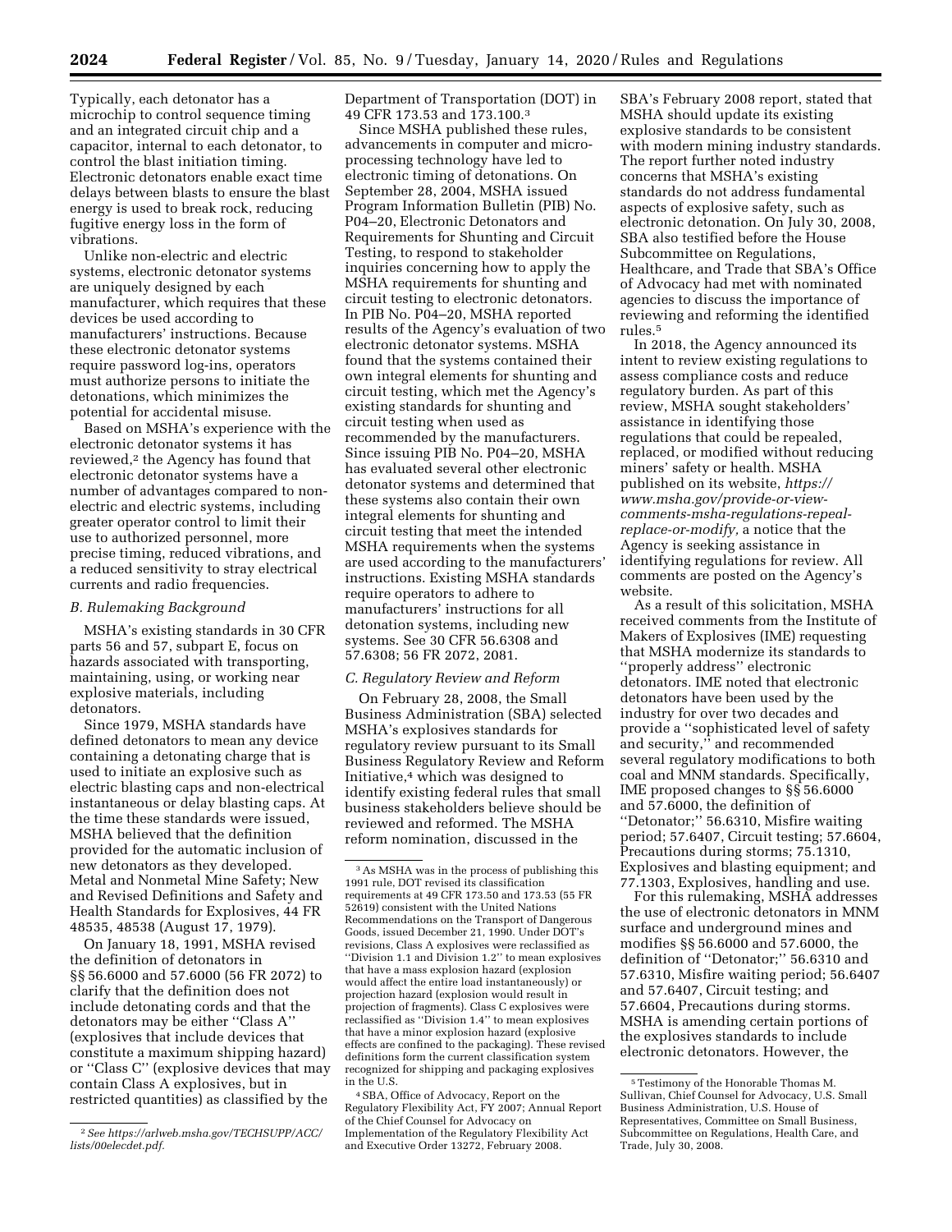Typically, each detonator has a microchip to control sequence timing and an integrated circuit chip and a capacitor, internal to each detonator, to control the blast initiation timing. Electronic detonators enable exact time delays between blasts to ensure the blast energy is used to break rock, reducing fugitive energy loss in the form of vibrations.

Unlike non-electric and electric systems, electronic detonator systems are uniquely designed by each manufacturer, which requires that these devices be used according to manufacturers' instructions. Because these electronic detonator systems require password log-ins, operators must authorize persons to initiate the detonations, which minimizes the potential for accidental misuse.

Based on MSHA's experience with the electronic detonator systems it has reviewed,[2] the Agency has found that electronic detonator systems have a number of advantages compared to non-electric and electric systems, including greater operator control to limit their use to authorized personnel, more precise timing, reduced vibrations, and a reduced sensitivity to stray electrical currents and radio frequencies.

### *B. Rulemaking Background*

MSHA's existing standards in 30 CFR parts 56 and 57, subpart E, focus on hazards associated with transporting, maintaining, using, or working near explosive materials, including detonators.

Since 1979, MSHA standards have defined detonators to mean any device containing a detonating charge that is used to initiate an explosive such as electric blasting caps and non-electrical instantaneous or delay blasting caps. At the time these standards were issued, MSHA believed that the definition provided for the automatic inclusion of new detonators as they developed. Metal and Nonmetal Mine Safety; New and Revised Definitions and Safety and Health Standards for Explosives, 44 FR 48535, 48538 (August 17, 1979).

On January 18, 1991, MSHA revised the definition of detonators in §§ 56.6000 and 57.6000 (56 FR 2072) to clarify that the definition does not include detonating cords and that the detonators may be either ''Class A'' (explosives that include devices that constitute a maximum shipping hazard) or ''Class C'' (explosive devices that may contain Class A explosives, but in restricted quantities) as classified by the Department of Transportation (DOT) in 49 CFR 173.53 and 173.100.[3]

Since MSHA published these rules, advancements in computer and micro-processing technology have led to electronic timing of detonations. On September 28, 2004, MSHA issued Program Information Bulletin (PIB) No. P04–20, Electronic Detonators and Requirements for Shunting and Circuit Testing, to respond to stakeholder inquiries concerning how to apply the MSHA requirements for shunting and circuit testing to electronic detonators. In PIB No. P04–20, MSHA reported results of the Agency's evaluation of two electronic detonator systems. MSHA found that the systems contained their own integral elements for shunting and circuit testing, which met the Agency's existing standards for shunting and circuit testing when used as recommended by the manufacturers. Since issuing PIB No. P04–20, MSHA has evaluated several other electronic detonator systems and determined that these systems also contain their own integral elements for shunting and circuit testing that meet the intended MSHA requirements when the systems are used according to the manufacturers' instructions. Existing MSHA standards require operators to adhere to manufacturers' instructions for all detonation systems, including new systems. See 30 CFR 56.6308 and 57.6308; 56 FR 2072, 2081.

### *C. Regulatory Review and Reform*

On February 28, 2008, the Small Business Administration (SBA) selected MSHA's explosives standards for regulatory review pursuant to its Small Business Regulatory Review and Reform Initiative,[4] which was designed to identify existing federal rules that small business stakeholders believe should be reviewed and reformed. The MSHA reform nomination, discussed in the SBA's February 2008 report, stated that MSHA should update its existing explosive standards to be consistent with modern mining industry standards. The report further noted industry concerns that MSHA's existing standards do not address fundamental aspects of explosive safety, such as electronic detonation. On July 30, 2008, SBA also testified before the House Subcommittee on Regulations, Healthcare, and Trade that SBA's Office of Advocacy had met with nominated agencies to discuss the importance of reviewing and reforming the identified rules.[5]

In 2018, the Agency announced its intent to review existing regulations to assess compliance costs and reduce regulatory burden. As part of this review, MSHA sought stakeholders' assistance in identifying those regulations that could be repealed, replaced, or modified without reducing miners' safety or health. MSHA published on its website, *https://www.msha.gov/provide-or-view-comments-msha-regulations-repeal-replace-or-modify,* a notice that the Agency is seeking assistance in identifying regulations for review. All comments are posted on the Agency's website.

As a result of this solicitation, MSHA received comments from the Institute of Makers of Explosives (IME) requesting that MSHA modernize its standards to ''properly address'' electronic detonators. IME noted that electronic detonators have been used by the industry for over two decades and provide a ''sophisticated level of safety and security,'' and recommended several regulatory modifications to both coal and MNM standards. Specifically, IME proposed changes to §§ 56.6000 and 57.6000, the definition of ''Detonator;'' 56.6310, Misfire waiting period; 57.6407, Circuit testing; 57.6604, Precautions during storms; 75.1310, Explosives and blasting equipment; and 77.1303, Explosives, handling and use.

For this rulemaking, MSHA addresses the use of electronic detonators in MNM surface and underground mines and modifies §§ 56.6000 and 57.6000, the definition of ''Detonator;'' 56.6310 and 57.6310, Misfire waiting period; 56.6407 and 57.6407, Circuit testing; and 57.6604, Precautions during storms. MSHA is amending certain portions of the explosives standards to include electronic detonators. However, the

---

[2] *See https://arlweb.msha.gov/TECHSUPP/ACC/lists/00elecdet.pdf.*

[3] As MSHA was in the process of publishing this 1991 rule, DOT revised its classification requirements at 49 CFR 173.50 and 173.53 (55 FR 52619) consistent with the United Nations Recommendations on the Transport of Dangerous Goods, issued December 21, 1990. Under DOT's revisions, Class A explosives were reclassified as ''Division 1.1 and Division 1.2'' to mean explosives that have a mass explosion hazard (explosion would affect the entire load instantaneously) or projection hazard (explosion would result in projection of fragments). Class C explosives were reclassified as ''Division 1.4'' to mean explosives that have a minor explosion hazard (explosive effects are confined to the packaging). These revised definitions form the current classification system recognized for shipping and packaging explosives in the U.S.

[4] SBA, Office of Advocacy, Report on the Regulatory Flexibility Act, FY 2007; Annual Report of the Chief Counsel for Advocacy on Implementation of the Regulatory Flexibility Act and Executive Order 13272, February 2008.

[5] Testimony of the Honorable Thomas M. Sullivan, Chief Counsel for Advocacy, U.S. Small Business Administration, U.S. House of Representatives, Committee on Small Business, Subcommittee on Regulations, Health Care, and Trade, July 30, 2008.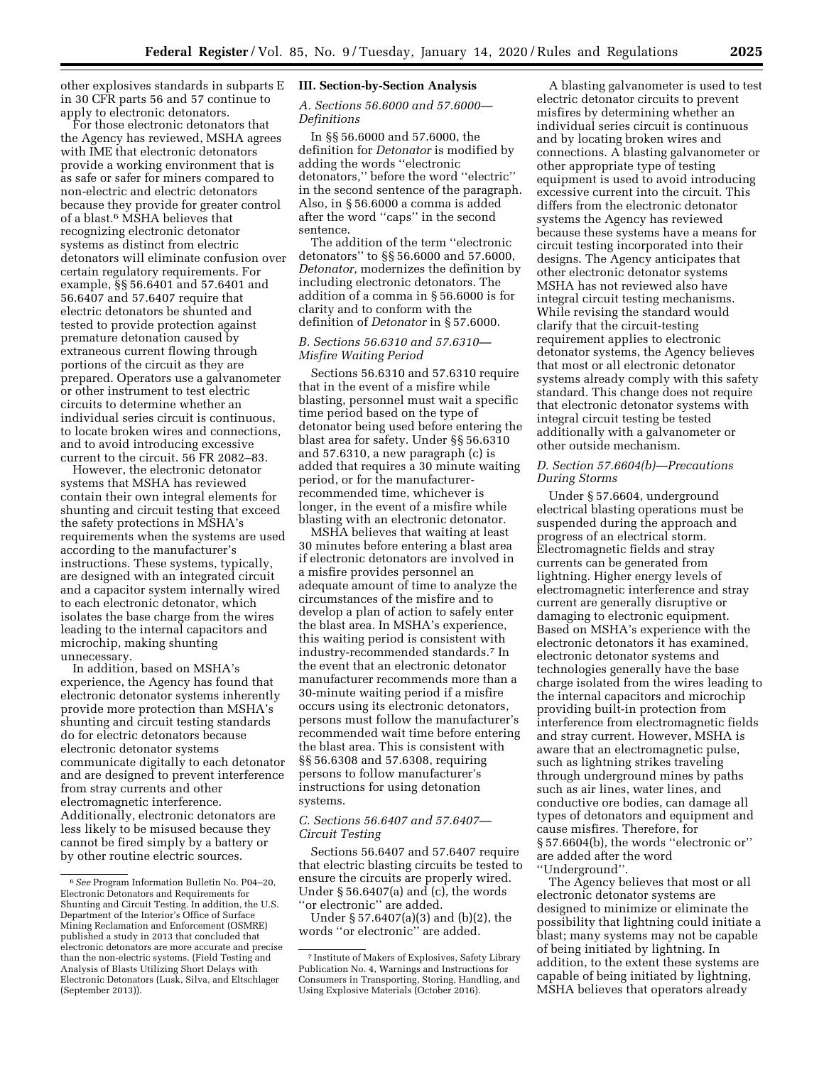other explosives standards in subparts E in 30 CFR parts 56 and 57 continue to apply to electronic detonators.

For those electronic detonators that the Agency has reviewed, MSHA agrees with IME that electronic detonators provide a working environment that is as safe or safer for miners compared to non-electric and electric detonators because they provide for greater control of a blast.[6] MSHA believes that recognizing electronic detonator systems as distinct from electric detonators will eliminate confusion over certain regulatory requirements. For example, §§ 56.6401 and 57.6401 and 56.6407 and 57.6407 require that electric detonators be shunted and tested to provide protection against premature detonation caused by extraneous current flowing through portions of the circuit as they are prepared. Operators use a galvanometer or other instrument to test electric circuits to determine whether an individual series circuit is continuous, to locate broken wires and connections, and to avoid introducing excessive current to the circuit. 56 FR 2082–83.

However, the electronic detonator systems that MSHA has reviewed contain their own integral elements for shunting and circuit testing that exceed the safety protections in MSHA's requirements when the systems are used according to the manufacturer's instructions. These systems, typically, are designed with an integrated circuit and a capacitor system internally wired to each electronic detonator, which isolates the base charge from the wires leading to the internal capacitors and microchip, making shunting unnecessary.

In addition, based on MSHA's experience, the Agency has found that electronic detonator systems inherently provide more protection than MSHA's shunting and circuit testing standards do for electric detonators because electronic detonator systems communicate digitally to each detonator and are designed to prevent interference from stray currents and other electromagnetic interference. Additionally, electronic detonators are less likely to be misused because they cannot be fired simply by a battery or by other routine electric sources.

## III. Section-by-Section Analysis

### A. Sections 56.6000 and 57.6000—Definitions

In §§ 56.6000 and 57.6000, the definition for *Detonator* is modified by adding the words ''electronic detonators,'' before the word ''electric'' in the second sentence of the paragraph. Also, in § 56.6000 a comma is added after the word ''caps'' in the second sentence.

The addition of the term ''electronic detonators'' to §§ 56.6000 and 57.6000, *Detonator,* modernizes the definition by including electronic detonators. The addition of a comma in § 56.6000 is for clarity and to conform with the definition of *Detonator* in § 57.6000.

### B. Sections 56.6310 and 57.6310—Misfire Waiting Period

Sections 56.6310 and 57.6310 require that in the event of a misfire while blasting, personnel must wait a specific time period based on the type of detonator being used before entering the blast area for safety. Under §§ 56.6310 and 57.6310, a new paragraph (c) is added that requires a 30 minute waiting period, or for the manufacturer-recommended time, whichever is longer, in the event of a misfire while blasting with an electronic detonator.

MSHA believes that waiting at least 30 minutes before entering a blast area if electronic detonators are involved in a misfire provides personnel an adequate amount of time to analyze the circumstances of the misfire and to develop a plan of action to safely enter the blast area. In MSHA's experience, this waiting period is consistent with industry-recommended standards.[7] In the event that an electronic detonator manufacturer recommends more than a 30-minute waiting period if a misfire occurs using its electronic detonators, persons must follow the manufacturer's recommended wait time before entering the blast area. This is consistent with §§ 56.6308 and 57.6308, requiring persons to follow manufacturer's instructions for using detonation systems.

### C. Sections 56.6407 and 57.6407—Circuit Testing

Sections 56.6407 and 57.6407 require that electric blasting circuits be tested to ensure the circuits are properly wired. Under § 56.6407(a) and (c), the words ''or electronic'' are added.

Under § 57.6407(a)(3) and (b)(2), the words ''or electronic'' are added.

A blasting galvanometer is used to test electric detonator circuits to prevent misfires by determining whether an individual series circuit is continuous and by locating broken wires and connections. A blasting galvanometer or other appropriate type of testing equipment is used to avoid introducing excessive current into the circuit. This differs from the electronic detonator systems the Agency has reviewed because these systems have a means for circuit testing incorporated into their designs. The Agency anticipates that other electronic detonator systems MSHA has not reviewed also have integral circuit testing mechanisms. While revising the standard would clarify that the circuit-testing requirement applies to electronic detonator systems, the Agency believes that most or all electronic detonator systems already comply with this safety standard. This change does not require that electronic detonator systems with integral circuit testing be tested additionally with a galvanometer or other outside mechanism.

### D. Section 57.6604(b)—Precautions During Storms

Under § 57.6604, underground electrical blasting operations must be suspended during the approach and progress of an electrical storm. Electromagnetic fields and stray currents can be generated from lightning. Higher energy levels of electromagnetic interference and stray current are generally disruptive or damaging to electronic equipment. Based on MSHA's experience with the electronic detonators it has examined, electronic detonator systems and technologies generally have the base charge isolated from the wires leading to the internal capacitors and microchip providing built-in protection from interference from electromagnetic fields and stray current. However, MSHA is aware that an electromagnetic pulse, such as lightning strikes traveling through underground mines by paths such as air lines, water lines, and conductive ore bodies, can damage all types of detonators and equipment and cause misfires. Therefore, for § 57.6604(b), the words ''electronic or'' are added after the word ''Underground''.

The Agency believes that most or all electronic detonator systems are designed to minimize or eliminate the possibility that lightning could initiate a blast; many systems may not be capable of being initiated by lightning. In addition, to the extent these systems are capable of being initiated by lightning, MSHA believes that operators already

---

[6] *See* Program Information Bulletin No. P04–20, Electronic Detonators and Requirements for Shunting and Circuit Testing. In addition, the U.S. Department of the Interior's Office of Surface Mining Reclamation and Enforcement (OSMRE) published a study in 2013 that concluded that electronic detonators are more accurate and precise than the non-electric systems. (Field Testing and Analysis of Blasts Utilizing Short Delays with Electronic Detonators (Lusk, Silva, and Eltschlager (September 2013)).

[7] Institute of Makers of Explosives, Safety Library Publication No. 4, Warnings and Instructions for Consumers in Transporting, Storing, Handling, and Using Explosive Materials (October 2016).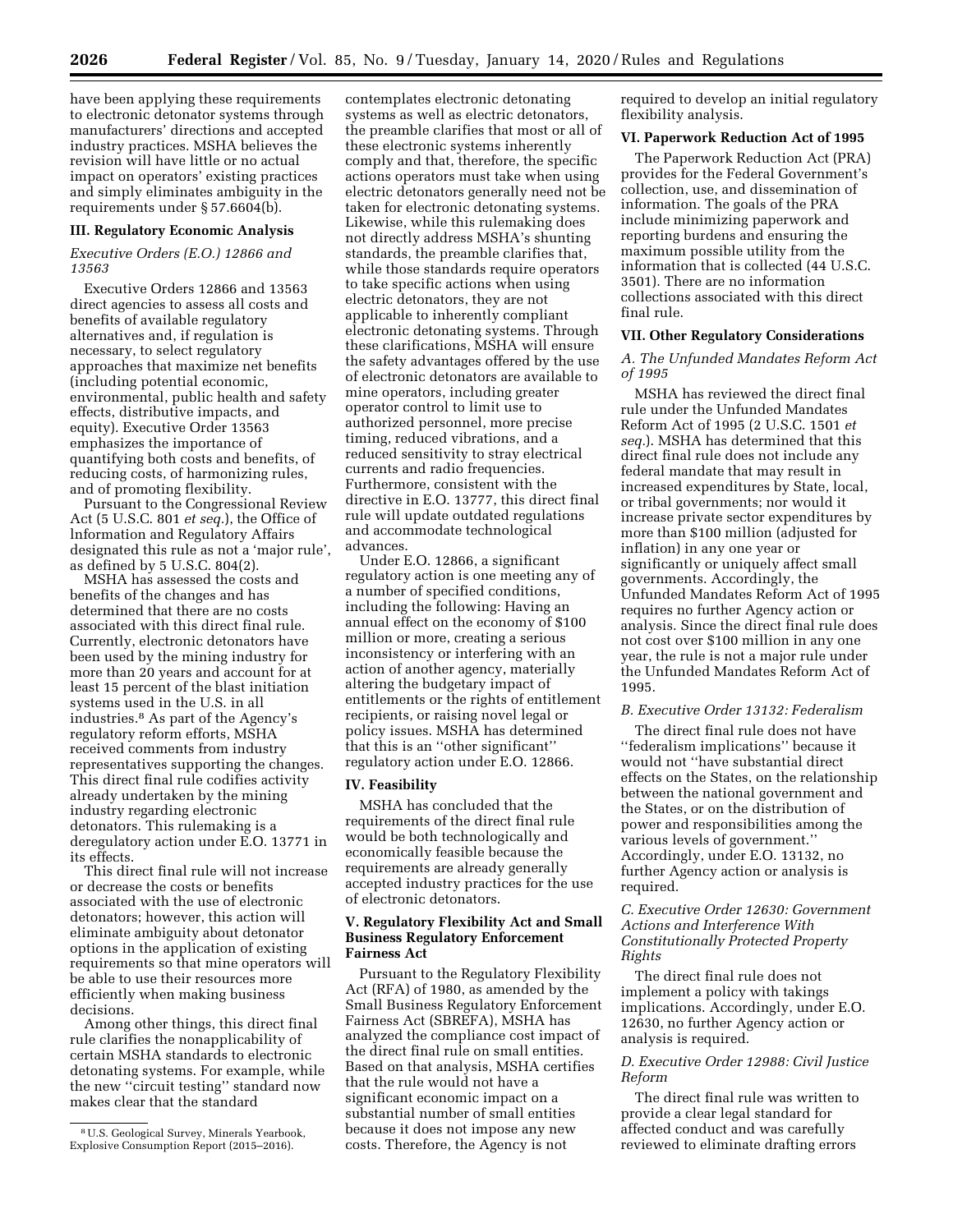have been applying these requirements to electronic detonator systems through manufacturers' directions and accepted industry practices. MSHA believes the revision will have little or no actual impact on operators' existing practices and simply eliminates ambiguity in the requirements under § 57.6604(b).

## III. Regulatory Economic Analysis

### *Executive Orders (E.O.) 12866 and 13563*

Executive Orders 12866 and 13563 direct agencies to assess all costs and benefits of available regulatory alternatives and, if regulation is necessary, to select regulatory approaches that maximize net benefits (including potential economic, environmental, public health and safety effects, distributive impacts, and equity). Executive Order 13563 emphasizes the importance of quantifying both costs and benefits, of reducing costs, of harmonizing rules, and of promoting flexibility.

Pursuant to the Congressional Review Act (5 U.S.C. 801 *et seq.*), the Office of lnformation and Regulatory Affairs designated this rule as not a 'major rule', as defined by 5 U.S.C. 804(2).

MSHA has assessed the costs and benefits of the changes and has determined that there are no costs associated with this direct final rule. Currently, electronic detonators have been used by the mining industry for more than 20 years and account for at least 15 percent of the blast initiation systems used in the U.S. in all industries.[8] As part of the Agency's regulatory reform efforts, MSHA received comments from industry representatives supporting the changes. This direct final rule codifies activity already undertaken by the mining industry regarding electronic detonators. This rulemaking is a deregulatory action under E.O. 13771 in its effects.

This direct final rule will not increase or decrease the costs or benefits associated with the use of electronic detonators; however, this action will eliminate ambiguity about detonator options in the application of existing requirements so that mine operators will be able to use their resources more efficiently when making business decisions.

Among other things, this direct final rule clarifies the nonapplicability of certain MSHA standards to electronic detonating systems. For example, while the new ''circuit testing'' standard now makes clear that the standard contemplates electronic detonating systems as well as electric detonators, the preamble clarifies that most or all of these electronic systems inherently comply and that, therefore, the specific actions operators must take when using electric detonators generally need not be taken for electronic detonating systems. Likewise, while this rulemaking does not directly address MSHA's shunting standards, the preamble clarifies that, while those standards require operators to take specific actions when using electric detonators, they are not applicable to inherently compliant electronic detonating systems. Through these clarifications, MSHA will ensure the safety advantages offered by the use of electronic detonators are available to mine operators, including greater operator control to limit use to authorized personnel, more precise timing, reduced vibrations, and a reduced sensitivity to stray electrical currents and radio frequencies. Furthermore, consistent with the directive in E.O. 13777, this direct final rule will update outdated regulations and accommodate technological advances.

Under E.O. 12866, a significant regulatory action is one meeting any of a number of specified conditions, including the following: Having an annual effect on the economy of $100 million or more, creating a serious inconsistency or interfering with an action of another agency, materially altering the budgetary impact of entitlements or the rights of entitlement recipients, or raising novel legal or policy issues. MSHA has determined that this is an ''other significant'' regulatory action under E.O. 12866.

## IV. Feasibility

MSHA has concluded that the requirements of the direct final rule would be both technologically and economically feasible because the requirements are already generally accepted industry practices for the use of electronic detonators.

## V. Regulatory Flexibility Act and Small Business Regulatory Enforcement Fairness Act

Pursuant to the Regulatory Flexibility Act (RFA) of 1980, as amended by the Small Business Regulatory Enforcement Fairness Act (SBREFA), MSHA has analyzed the compliance cost impact of the direct final rule on small entities. Based on that analysis, MSHA certifies that the rule would not have a significant economic impact on a substantial number of small entities because it does not impose any new costs. Therefore, the Agency is not required to develop an initial regulatory flexibility analysis.

## VI. Paperwork Reduction Act of 1995

The Paperwork Reduction Act (PRA) provides for the Federal Government's collection, use, and dissemination of information. The goals of the PRA include minimizing paperwork and reporting burdens and ensuring the maximum possible utility from the information that is collected (44 U.S.C. 3501). There are no information collections associated with this direct final rule.

## VII. Other Regulatory Considerations

### *A. The Unfunded Mandates Reform Act of 1995*

MSHA has reviewed the direct final rule under the Unfunded Mandates Reform Act of 1995 (2 U.S.C. 1501 *et seq.*). MSHA has determined that this direct final rule does not include any federal mandate that may result in increased expenditures by State, local, or tribal governments; nor would it increase private sector expenditures by more than $100 million (adjusted for inflation) in any one year or significantly or uniquely affect small governments. Accordingly, the Unfunded Mandates Reform Act of 1995 requires no further Agency action or analysis. Since the direct final rule does not cost over $100 million in any one year, the rule is not a major rule under the Unfunded Mandates Reform Act of 1995.

### *B. Executive Order 13132: Federalism*

The direct final rule does not have ''federalism implications'' because it would not ''have substantial direct effects on the States, on the relationship between the national government and the States, or on the distribution of power and responsibilities among the various levels of government.'' Accordingly, under E.O. 13132, no further Agency action or analysis is required.

### *C. Executive Order 12630: Government Actions and Interference With Constitutionally Protected Property Rights*

The direct final rule does not implement a policy with takings implications. Accordingly, under E.O. 12630, no further Agency action or analysis is required.

### *D. Executive Order 12988: Civil Justice Reform*

The direct final rule was written to provide a clear legal standard for affected conduct and was carefully reviewed to eliminate drafting errors

---

[8] U.S. Geological Survey, Minerals Yearbook, Explosive Consumption Report (2015–2016).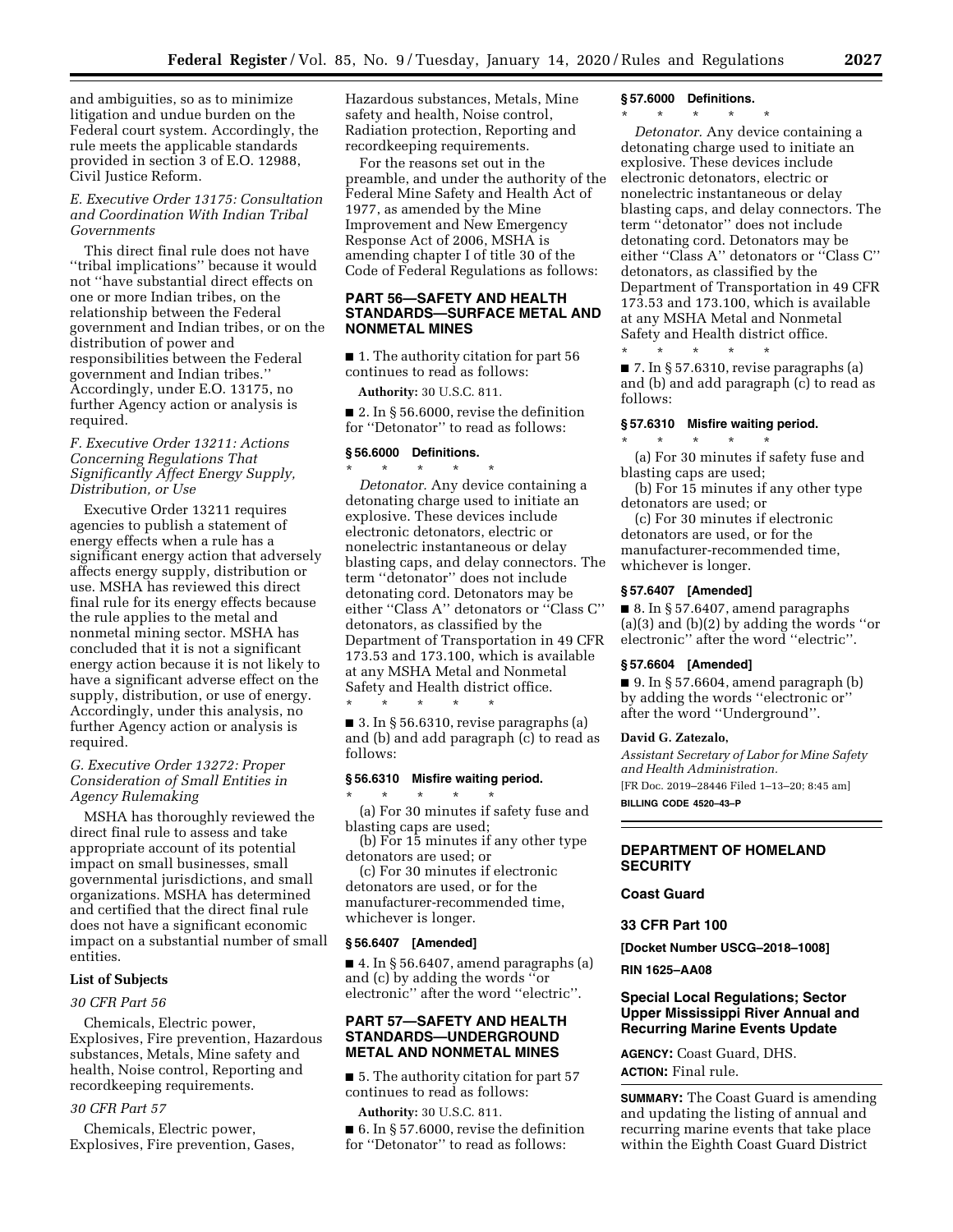and ambiguities, so as to minimize litigation and undue burden on the Federal court system. Accordingly, the rule meets the applicable standards provided in section 3 of E.O. 12988, Civil Justice Reform.

*E. Executive Order 13175: Consultation and Coordination With Indian Tribal Governments*

This direct final rule does not have ''tribal implications'' because it would not ''have substantial direct effects on one or more Indian tribes, on the relationship between the Federal government and Indian tribes, or on the distribution of power and responsibilities between the Federal government and Indian tribes.'' Accordingly, under E.O. 13175, no further Agency action or analysis is required.

*F. Executive Order 13211: Actions Concerning Regulations That Significantly Affect Energy Supply, Distribution, or Use*

Executive Order 13211 requires agencies to publish a statement of energy effects when a rule has a significant energy action that adversely affects energy supply, distribution or use. MSHA has reviewed this direct final rule for its energy effects because the rule applies to the metal and nonmetal mining sector. MSHA has concluded that it is not a significant energy action because it is not likely to have a significant adverse effect on the supply, distribution, or use of energy. Accordingly, under this analysis, no further Agency action or analysis is required.

*G. Executive Order 13272: Proper Consideration of Small Entities in Agency Rulemaking*

MSHA has thoroughly reviewed the direct final rule to assess and take appropriate account of its potential impact on small businesses, small governmental jurisdictions, and small organizations. MSHA has determined and certified that the direct final rule does not have a significant economic impact on a substantial number of small entities.

**List of Subjects**

*30 CFR Part 56*

Chemicals, Electric power, Explosives, Fire prevention, Hazardous substances, Metals, Mine safety and health, Noise control, Reporting and recordkeeping requirements.

*30 CFR Part 57*

Chemicals, Electric power, Explosives, Fire prevention, Gases, Hazardous substances, Metals, Mine safety and health, Noise control, Radiation protection, Reporting and recordkeeping requirements.

For the reasons set out in the preamble, and under the authority of the Federal Mine Safety and Health Act of 1977, as amended by the Mine Improvement and New Emergency Response Act of 2006, MSHA is amending chapter I of title 30 of the Code of Federal Regulations as follows:

**PART 56—SAFETY AND HEALTH STANDARDS—SURFACE METAL AND NONMETAL MINES**

■ 1. The authority citation for part 56 continues to read as follows:

**Authority:** 30 U.S.C. 811.

■ 2. In § 56.6000, revise the definition for ''Detonator'' to read as follows:

**§ 56.6000 Definitions.**

\* \* \* \* \*

*Detonator.* Any device containing a detonating charge used to initiate an explosive. These devices include electronic detonators, electric or nonelectric instantaneous or delay blasting caps, and delay connectors. The term ''detonator'' does not include detonating cord. Detonators may be either ''Class A'' detonators or ''Class C'' detonators, as classified by the Department of Transportation in 49 CFR 173.53 and 173.100, which is available at any MSHA Metal and Nonmetal Safety and Health district office.

\* \* \* \* \*

■ 3. In § 56.6310, revise paragraphs (a) and (b) and add paragraph (c) to read as follows:

**§ 56.6310 Misfire waiting period.**

\* \* \* \* \*

(a) For 30 minutes if safety fuse and blasting caps are used;

(b) For 15 minutes if any other type detonators are used; or

(c) For 30 minutes if electronic detonators are used, or for the manufacturer-recommended time, whichever is longer.

**§ 56.6407 [Amended]**

■ 4. In § 56.6407, amend paragraphs (a) and (c) by adding the words ''or electronic'' after the word ''electric''.

**PART 57—SAFETY AND HEALTH STANDARDS—UNDERGROUND METAL AND NONMETAL MINES**

■ 5. The authority citation for part 57 continues to read as follows:

**Authority:** 30 U.S.C. 811.

■ 6. In § 57.6000, revise the definition for ''Detonator'' to read as follows:

**§ 57.6000 Definitions.**

\* \* \* \* \*

*Detonator.* Any device containing a detonating charge used to initiate an explosive. These devices include electronic detonators, electric or nonelectric instantaneous or delay blasting caps, and delay connectors. The term ''detonator'' does not include detonating cord. Detonators may be either ''Class A'' detonators or ''Class C'' detonators, as classified by the Department of Transportation in 49 CFR 173.53 and 173.100, which is available at any MSHA Metal and Nonmetal Safety and Health district office.

\* \* \* \* \*

■ 7. In § 57.6310, revise paragraphs (a) and (b) and add paragraph (c) to read as follows:

**§ 57.6310 Misfire waiting period.**

\* \* \* \* \*

(a) For 30 minutes if safety fuse and blasting caps are used;

(b) For 15 minutes if any other type detonators are used; or

(c) For 30 minutes if electronic detonators are used, or for the manufacturer-recommended time, whichever is longer.

**§ 57.6407 [Amended]**

■ 8. In § 57.6407, amend paragraphs (a)(3) and (b)(2) by adding the words ''or electronic'' after the word ''electric''.

**§ 57.6604 [Amended]**

■ 9. In § 57.6604, amend paragraph (b) by adding the words ''electronic or'' after the word ''Underground''.

**David G. Zatezalo,**

*Assistant Secretary of Labor for Mine Safety and Health Administration.*

[FR Doc. 2019–28446 Filed 1–13–20; 8:45 am]

**BILLING CODE 4520–43–P**

**DEPARTMENT OF HOMELAND SECURITY**

**Coast Guard**

**33 CFR Part 100**

**[Docket Number USCG–2018–1008]**

**RIN 1625–AA08**

**Special Local Regulations; Sector Upper Mississippi River Annual and Recurring Marine Events Update**

**AGENCY:** Coast Guard, DHS.

**ACTION:** Final rule.

**SUMMARY:** The Coast Guard is amending and updating the listing of annual and recurring marine events that take place within the Eighth Coast Guard District